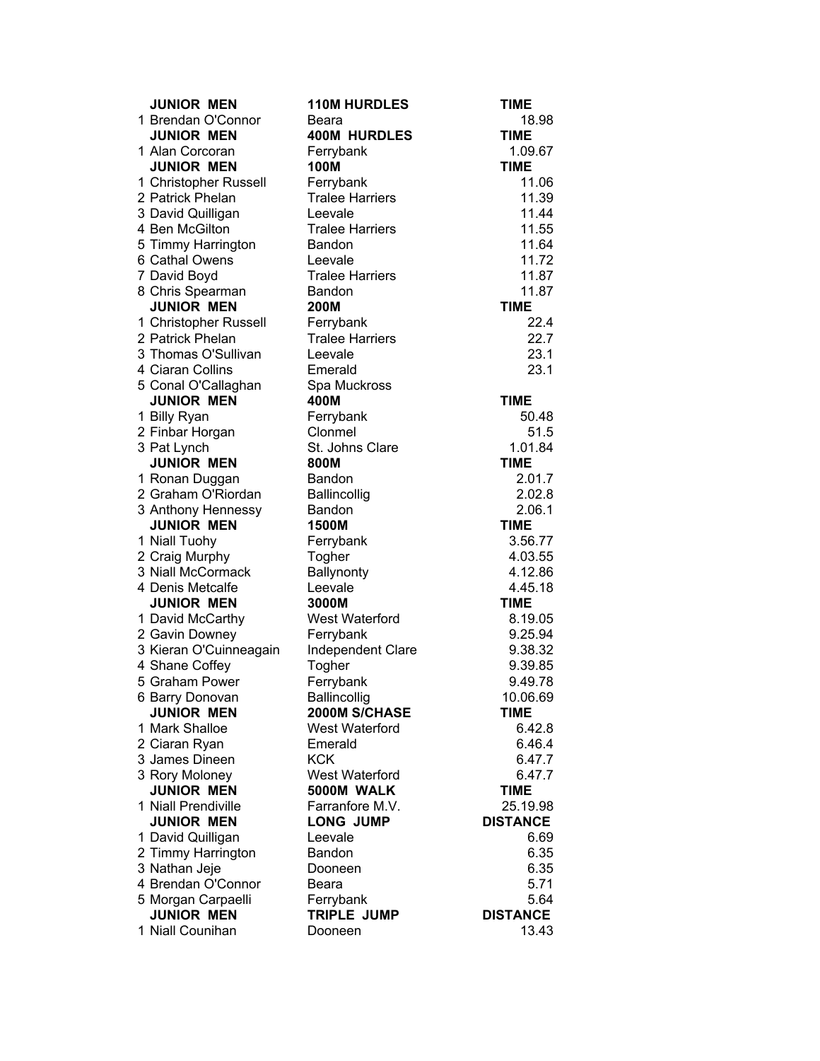| JUNIOR MEN | 110M HURDLES | TIME |
|---|---|---|
| 1 Brendan O'Connor | Beara | 18.98 |
| **JUNIOR MEN** | **400M HURDLES** | **TIME** |
| 1 Alan Corcoran | Ferrybank | 1.09.67 |
| **JUNIOR MEN** | **100M** | **TIME** |
| 1 Christopher Russell | Ferrybank | 11.06 |
| 2 Patrick Phelan | Tralee Harriers | 11.39 |
| 3 David Quilligan | Leevale | 11.44 |
| 4 Ben McGilton | Tralee Harriers | 11.55 |
| 5 Timmy Harrington | Bandon | 11.64 |
| 6 Cathal Owens | Leevale | 11.72 |
| 7 David Boyd | Tralee Harriers | 11.87 |
| 8 Chris Spearman | Bandon | 11.87 |
| **JUNIOR MEN** | **200M** | **TIME** |
| 1 Christopher Russell | Ferrybank | 22.4 |
| 2 Patrick Phelan | Tralee Harriers | 22.7 |
| 3 Thomas O'Sullivan | Leevale | 23.1 |
| 4 Ciaran Collins | Emerald | 23.1 |
| 5 Conal O'Callaghan | Spa Muckross | |
| **JUNIOR MEN** | **400M** | **TIME** |
| 1 Billy Ryan | Ferrybank | 50.48 |
| 2 Finbar Horgan | Clonmel | 51.5 |
| 3 Pat Lynch | St. Johns Clare | 1.01.84 |
| **JUNIOR MEN** | **800M** | **TIME** |
| 1 Ronan Duggan | Bandon | 2.01.7 |
| 2 Graham O'Riordan | Ballincollig | 2.02.8 |
| 3 Anthony Hennessy | Bandon | 2.06.1 |
| **JUNIOR MEN** | **1500M** | **TIME** |
| 1 Niall Tuohy | Ferrybank | 3.56.77 |
| 2 Craig Murphy | Togher | 4.03.55 |
| 3 Niall McCormack | Ballynonty | 4.12.86 |
| 4 Denis Metcalfe | Leevale | 4.45.18 |
| **JUNIOR MEN** | **3000M** | **TIME** |
| 1 David McCarthy | West Waterford | 8.19.05 |
| 2 Gavin Downey | Ferrybank | 9.25.94 |
| 3 Kieran O'Cuinneagain | Independent Clare | 9.38.32 |
| 4 Shane Coffey | Togher | 9.39.85 |
| 5 Graham Power | Ferrybank | 9.49.78 |
| 6 Barry Donovan | Ballincollig | 10.06.69 |
| **JUNIOR MEN** | **2000M S/CHASE** | **TIME** |
| 1 Mark Shalloe | West Waterford | 6.42.8 |
| 2 Ciaran Ryan | Emerald | 6.46.4 |
| 3 James Dineen | KCK | 6.47.7 |
| 3 Rory Moloney | West Waterford | 6.47.7 |
| **JUNIOR MEN** | **5000M WALK** | **TIME** |
| 1 Niall Prendiville | Farranfore M.V. | 25.19.98 |
| **JUNIOR MEN** | **LONG JUMP** | **DISTANCE** |
| 1 David Quilligan | Leevale | 6.69 |
| 2 Timmy Harrington | Bandon | 6.35 |
| 3 Nathan Jeje | Dooneen | 6.35 |
| 4 Brendan O'Connor | Beara | 5.71 |
| 5 Morgan Carpaelli | Ferrybank | 5.64 |
| **JUNIOR MEN** | **TRIPLE JUMP** | **DISTANCE** |
| 1 Niall Counihan | Dooneen | 13.43 |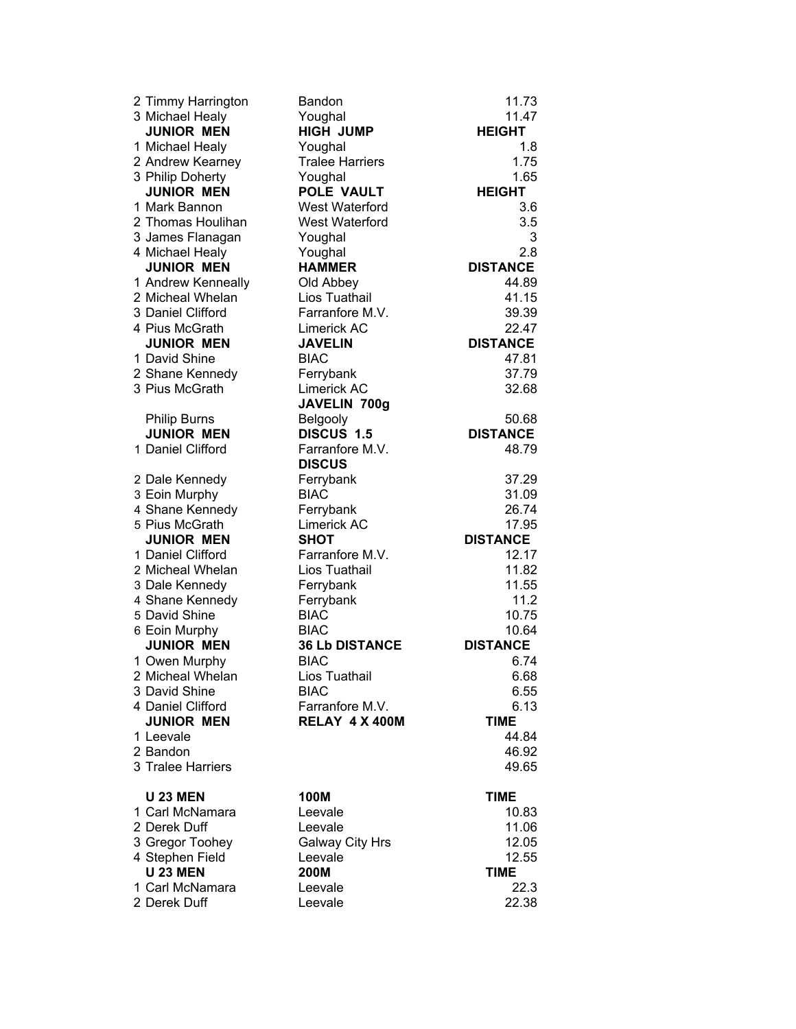| | | |
|---|---|---|
| 2 Timmy Harrington | Bandon | 11.73 |
| 3 Michael Healy | Youghal | 11.47 |
| **JUNIOR MEN** | **HIGH JUMP** | **HEIGHT** |
| 1 Michael Healy | Youghal | 1.8 |
| 2 Andrew Kearney | Tralee Harriers | 1.75 |
| 3 Philip Doherty | Youghal | 1.65 |
| **JUNIOR MEN** | **POLE VAULT** | **HEIGHT** |
| 1 Mark Bannon | West Waterford | 3.6 |
| 2 Thomas Houlihan | West Waterford | 3.5 |
| 3 James Flanagan | Youghal | 3 |
| 4 Michael Healy | Youghal | 2.8 |
| **JUNIOR MEN** | **HAMMER** | **DISTANCE** |
| 1 Andrew Kenneally | Old Abbey | 44.89 |
| 2 Micheal Whelan | Lios Tuathail | 41.15 |
| 3 Daniel Clifford | Farranfore M.V. | 39.39 |
| 4 Pius McGrath | Limerick AC | 22.47 |
| **JUNIOR MEN** | **JAVELIN** | **DISTANCE** |
| 1 David Shine | BIAC | 47.81 |
| 2 Shane Kennedy | Ferrybank | 37.79 |
| 3 Pius McGrath | Limerick AC | 32.68 |
| | **JAVELIN 700g** | |
| Philip Burns | Belgooly | 50.68 |
| **JUNIOR MEN** | **DISCUS 1.5** | **DISTANCE** |
| 1 Daniel Clifford | Farranfore M.V. | 48.79 |
| | **DISCUS** | |
| 2 Dale Kennedy | Ferrybank | 37.29 |
| 3 Eoin Murphy | BIAC | 31.09 |
| 4 Shane Kennedy | Ferrybank | 26.74 |
| 5 Pius McGrath | Limerick AC | 17.95 |
| **JUNIOR MEN** | **SHOT** | **DISTANCE** |
| 1 Daniel Clifford | Farranfore M.V. | 12.17 |
| 2 Micheal Whelan | Lios Tuathail | 11.82 |
| 3 Dale Kennedy | Ferrybank | 11.55 |
| 4 Shane Kennedy | Ferrybank | 11.2 |
| 5 David Shine | BIAC | 10.75 |
| 6 Eoin Murphy | BIAC | 10.64 |
| **JUNIOR MEN** | **36 Lb DISTANCE** | **DISTANCE** |
| 1 Owen Murphy | BIAC | 6.74 |
| 2 Micheal Whelan | Lios Tuathail | 6.68 |
| 3 David Shine | BIAC | 6.55 |
| 4 Daniel Clifford | Farranfore M.V. | 6.13 |
| **JUNIOR MEN** | **RELAY 4 X 400M** | **TIME** |
| 1 Leevale | | 44.84 |
| 2 Bandon | | 46.92 |
| 3 Tralee Harriers | | 49.65 |
| | | |
| **U 23 MEN** | **100M** | **TIME** |
| 1 Carl McNamara | Leevale | 10.83 |
| 2 Derek Duff | Leevale | 11.06 |
| 3 Gregor Toohey | Galway City Hrs | 12.05 |
| 4 Stephen Field | Leevale | 12.55 |
| **U 23 MEN** | **200M** | **TIME** |
| 1 Carl McNamara | Leevale | 22.3 |
| 2 Derek Duff | Leevale | 22.38 |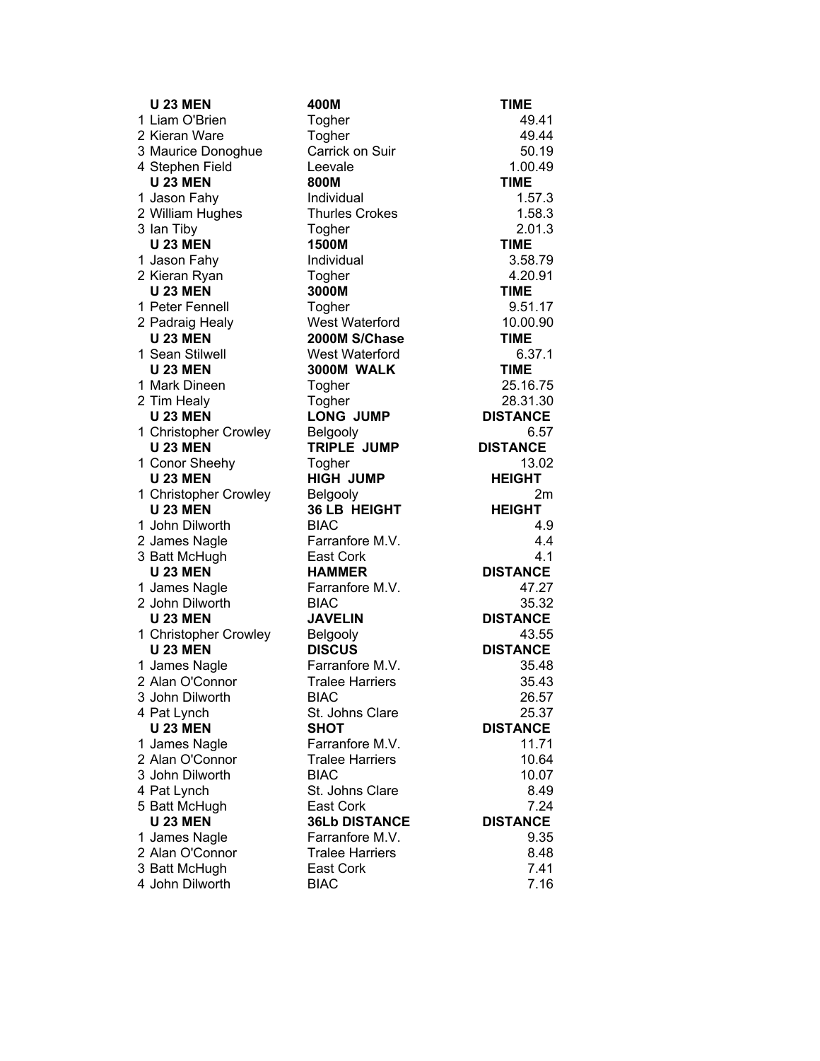| U 23 MEN | 400M | TIME |
| --- | --- | --- |
| 1 Liam O'Brien | Togher | 49.41 |
| 2 Kieran Ware | Togher | 49.44 |
| 3 Maurice Donoghue | Carrick on Suir | 50.19 |
| 4 Stephen Field | Leevale | 1.00.49 |
| **U 23 MEN** | **800M** | **TIME** |
| 1 Jason Fahy | Individual | 1.57.3 |
| 2 William Hughes | Thurles Crokes | 1.58.3 |
| 3 Ian Tiby | Togher | 2.01.3 |
| **U 23 MEN** | **1500M** | **TIME** |
| 1 Jason Fahy | Individual | 3.58.79 |
| 2 Kieran Ryan | Togher | 4.20.91 |
| **U 23 MEN** | **3000M** | **TIME** |
| 1 Peter Fennell | Togher | 9.51.17 |
| 2 Padraig Healy | West Waterford | 10.00.90 |
| **U 23 MEN** | **2000M S/Chase** | **TIME** |
| 1 Sean Stilwell | West Waterford | 6.37.1 |
| **U 23 MEN** | **3000M WALK** | **TIME** |
| 1 Mark Dineen | Togher | 25.16.75 |
| 2 Tim Healy | Togher | 28.31.30 |
| **U 23 MEN** | **LONG JUMP** | **DISTANCE** |
| 1 Christopher Crowley | Belgooly | 6.57 |
| **U 23 MEN** | **TRIPLE JUMP** | **DISTANCE** |
| 1 Conor Sheehy | Togher | 13.02 |
| **U 23 MEN** | **HIGH JUMP** | **HEIGHT** |
| 1 Christopher Crowley | Belgooly | 2m |
| **U 23 MEN** | **36 LB HEIGHT** | **HEIGHT** |
| 1 John Dilworth | BIAC | 4.9 |
| 2 James Nagle | Farranfore M.V. | 4.4 |
| 3 Batt McHugh | East Cork | 4.1 |
| **U 23 MEN** | **HAMMER** | **DISTANCE** |
| 1 James Nagle | Farranfore M.V. | 47.27 |
| 2 John Dilworth | BIAC | 35.32 |
| **U 23 MEN** | **JAVELIN** | **DISTANCE** |
| 1 Christopher Crowley | Belgooly | 43.55 |
| **U 23 MEN** | **DISCUS** | **DISTANCE** |
| 1 James Nagle | Farranfore M.V. | 35.48 |
| 2 Alan O'Connor | Tralee Harriers | 35.43 |
| 3 John Dilworth | BIAC | 26.57 |
| 4 Pat Lynch | St. Johns Clare | 25.37 |
| **U 23 MEN** | **SHOT** | **DISTANCE** |
| 1 James Nagle | Farranfore M.V. | 11.71 |
| 2 Alan O'Connor | Tralee Harriers | 10.64 |
| 3 John Dilworth | BIAC | 10.07 |
| 4 Pat Lynch | St. Johns Clare | 8.49 |
| 5 Batt McHugh | East Cork | 7.24 |
| **U 23 MEN** | **36Lb DISTANCE** | **DISTANCE** |
| 1 James Nagle | Farranfore M.V. | 9.35 |
| 2 Alan O'Connor | Tralee Harriers | 8.48 |
| 3 Batt McHugh | East Cork | 7.41 |
| 4 John Dilworth | BIAC | 7.16 |